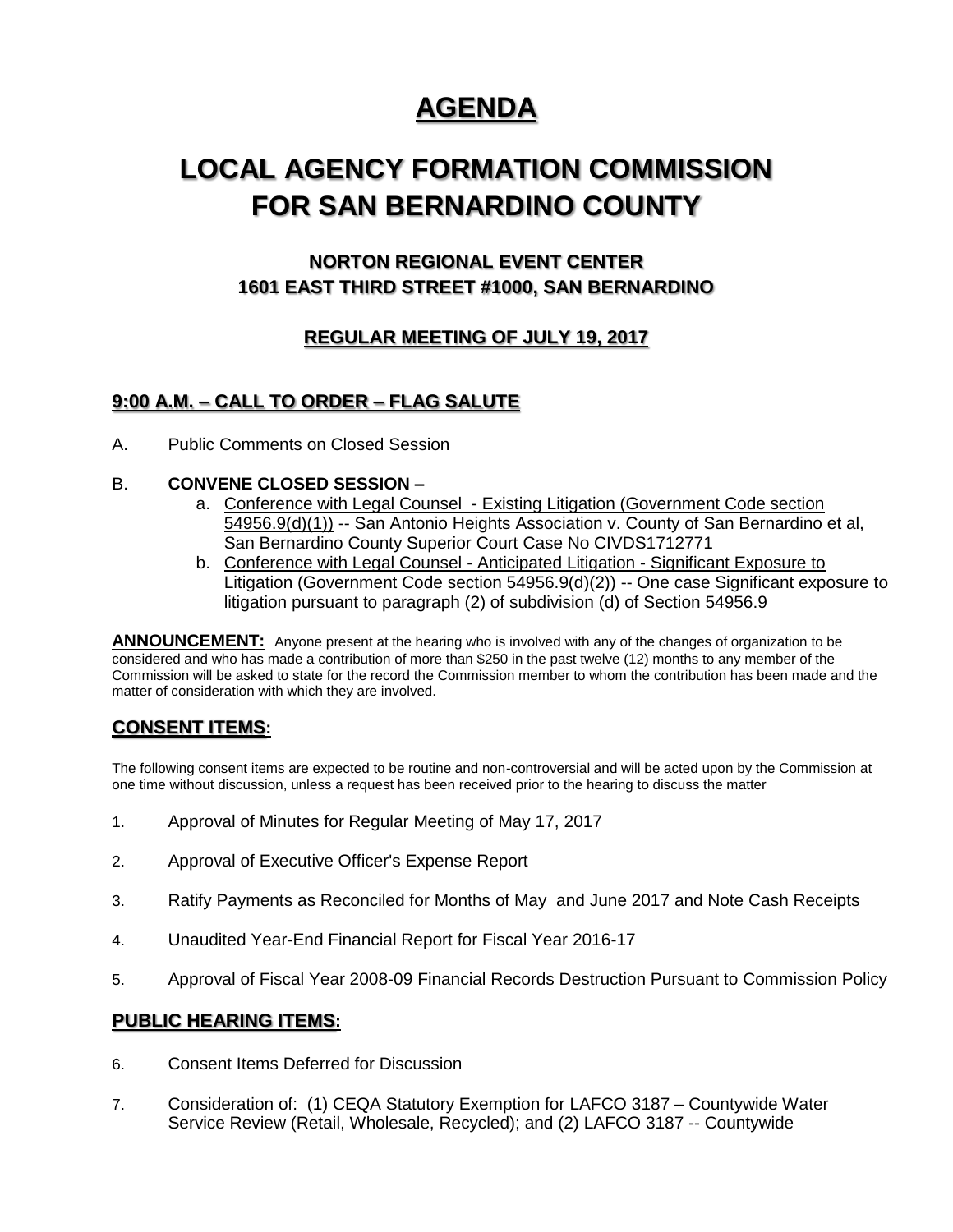# AGENDA

# LOCAL AGENCY FORMATION COMMISSION FOR SAN BERNARDINO COUNTY

### NORTON REGIONAL EVENT CENTER
### 1601 EAST THIRD STREET #1000, SAN BERNARDINO

### REGULAR MEETING OF JULY 19, 2017

## 9:00 A.M. – CALL TO ORDER – FLAG SALUTE

A. Public Comments on Closed Session

B. **CONVENE CLOSED SESSION –**
   a. Conference with Legal Counsel - Existing Litigation (Government Code section 54956.9(d)(1)) -- San Antonio Heights Association v. County of San Bernardino et al, San Bernardino County Superior Court Case No CIVDS1712771
   b. Conference with Legal Counsel - Anticipated Litigation - Significant Exposure to Litigation (Government Code section 54956.9(d)(2)) -- One case Significant exposure to litigation pursuant to paragraph (2) of subdivision (d) of Section 54956.9

**ANNOUNCEMENT:** Anyone present at the hearing who is involved with any of the changes of organization to be considered and who has made a contribution of more than $250 in the past twelve (12) months to any member of the Commission will be asked to state for the record the Commission member to whom the contribution has been made and the matter of consideration with which they are involved.

## CONSENT ITEMS:

The following consent items are expected to be routine and non-controversial and will be acted upon by the Commission at one time without discussion, unless a request has been received prior to the hearing to discuss the matter

1. Approval of Minutes for Regular Meeting of May 17, 2017
2. Approval of Executive Officer's Expense Report
3. Ratify Payments as Reconciled for Months of May and June 2017 and Note Cash Receipts
4. Unaudited Year-End Financial Report for Fiscal Year 2016-17
5. Approval of Fiscal Year 2008-09 Financial Records Destruction Pursuant to Commission Policy

## PUBLIC HEARING ITEMS:

6. Consent Items Deferred for Discussion
7. Consideration of: (1) CEQA Statutory Exemption for LAFCO 3187 – Countywide Water Service Review (Retail, Wholesale, Recycled); and (2) LAFCO 3187 -- Countywide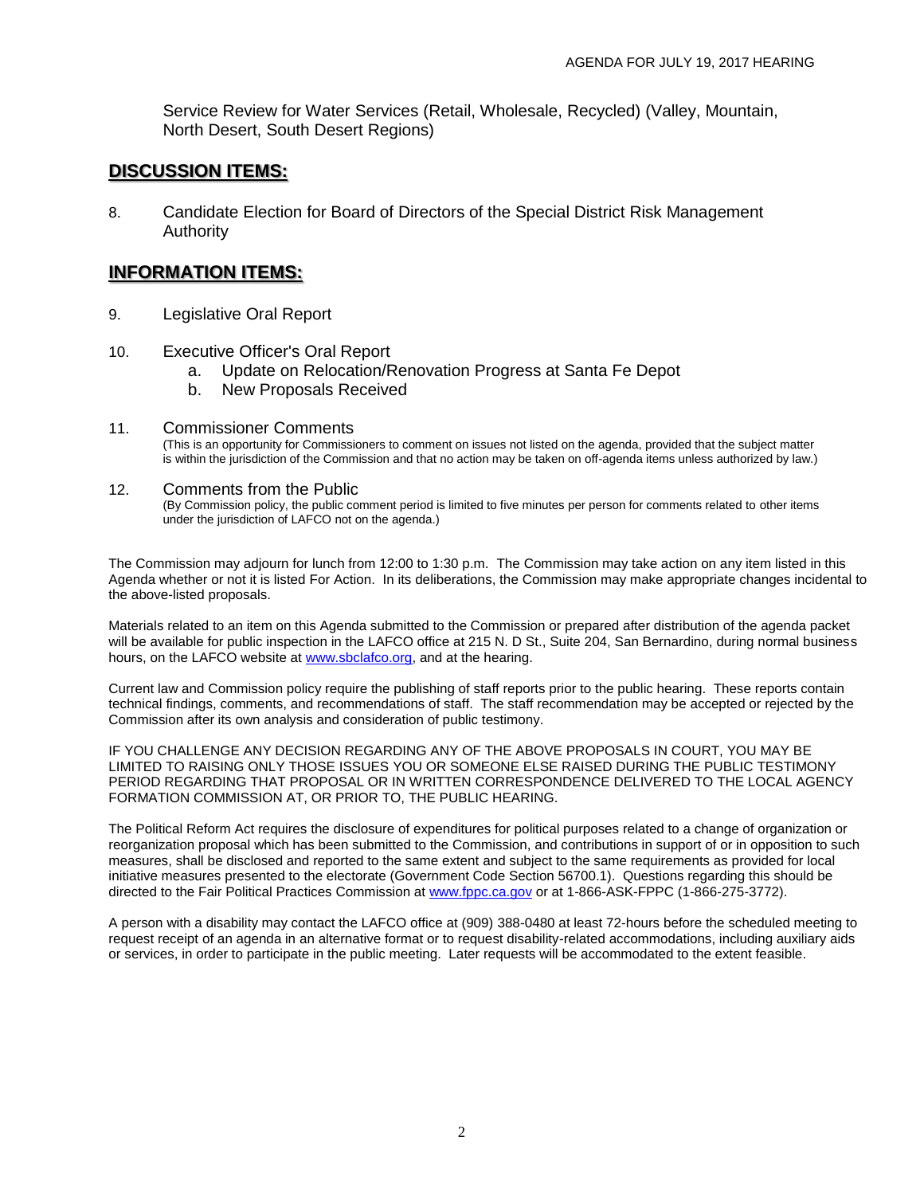Service Review for Water Services (Retail, Wholesale, Recycled) (Valley, Mountain, North Desert, South Desert Regions)

## DISCUSSION ITEMS:

8. Candidate Election for Board of Directors of the Special District Risk Management Authority

## INFORMATION ITEMS:

9. Legislative Oral Report

10. Executive Officer's Oral Report
    a. Update on Relocation/Renovation Progress at Santa Fe Depot
    b. New Proposals Received

11. Commissioner Comments
    (This is an opportunity for Commissioners to comment on issues not listed on the agenda, provided that the subject matter is within the jurisdiction of the Commission and that no action may be taken on off-agenda items unless authorized by law.)

12. Comments from the Public
    (By Commission policy, the public comment period is limited to five minutes per person for comments related to other items under the jurisdiction of LAFCO not on the agenda.)

The Commission may adjourn for lunch from 12:00 to 1:30 p.m. The Commission may take action on any item listed in this Agenda whether or not it is listed For Action. In its deliberations, the Commission may make appropriate changes incidental to the above-listed proposals.

Materials related to an item on this Agenda submitted to the Commission or prepared after distribution of the agenda packet will be available for public inspection in the LAFCO office at 215 N. D St., Suite 204, San Bernardino, during normal business hours, on the LAFCO website at www.sbclafco.org, and at the hearing.

Current law and Commission policy require the publishing of staff reports prior to the public hearing. These reports contain technical findings, comments, and recommendations of staff. The staff recommendation may be accepted or rejected by the Commission after its own analysis and consideration of public testimony.

IF YOU CHALLENGE ANY DECISION REGARDING ANY OF THE ABOVE PROPOSALS IN COURT, YOU MAY BE LIMITED TO RAISING ONLY THOSE ISSUES YOU OR SOMEONE ELSE RAISED DURING THE PUBLIC TESTIMONY PERIOD REGARDING THAT PROPOSAL OR IN WRITTEN CORRESPONDENCE DELIVERED TO THE LOCAL AGENCY FORMATION COMMISSION AT, OR PRIOR TO, THE PUBLIC HEARING.

The Political Reform Act requires the disclosure of expenditures for political purposes related to a change of organization or reorganization proposal which has been submitted to the Commission, and contributions in support of or in opposition to such measures, shall be disclosed and reported to the same extent and subject to the same requirements as provided for local initiative measures presented to the electorate (Government Code Section 56700.1). Questions regarding this should be directed to the Fair Political Practices Commission at www.fppc.ca.gov or at 1-866-ASK-FPPC (1-866-275-3772).

A person with a disability may contact the LAFCO office at (909) 388-0480 at least 72-hours before the scheduled meeting to request receipt of an agenda in an alternative format or to request disability-related accommodations, including auxiliary aids or services, in order to participate in the public meeting. Later requests will be accommodated to the extent feasible.